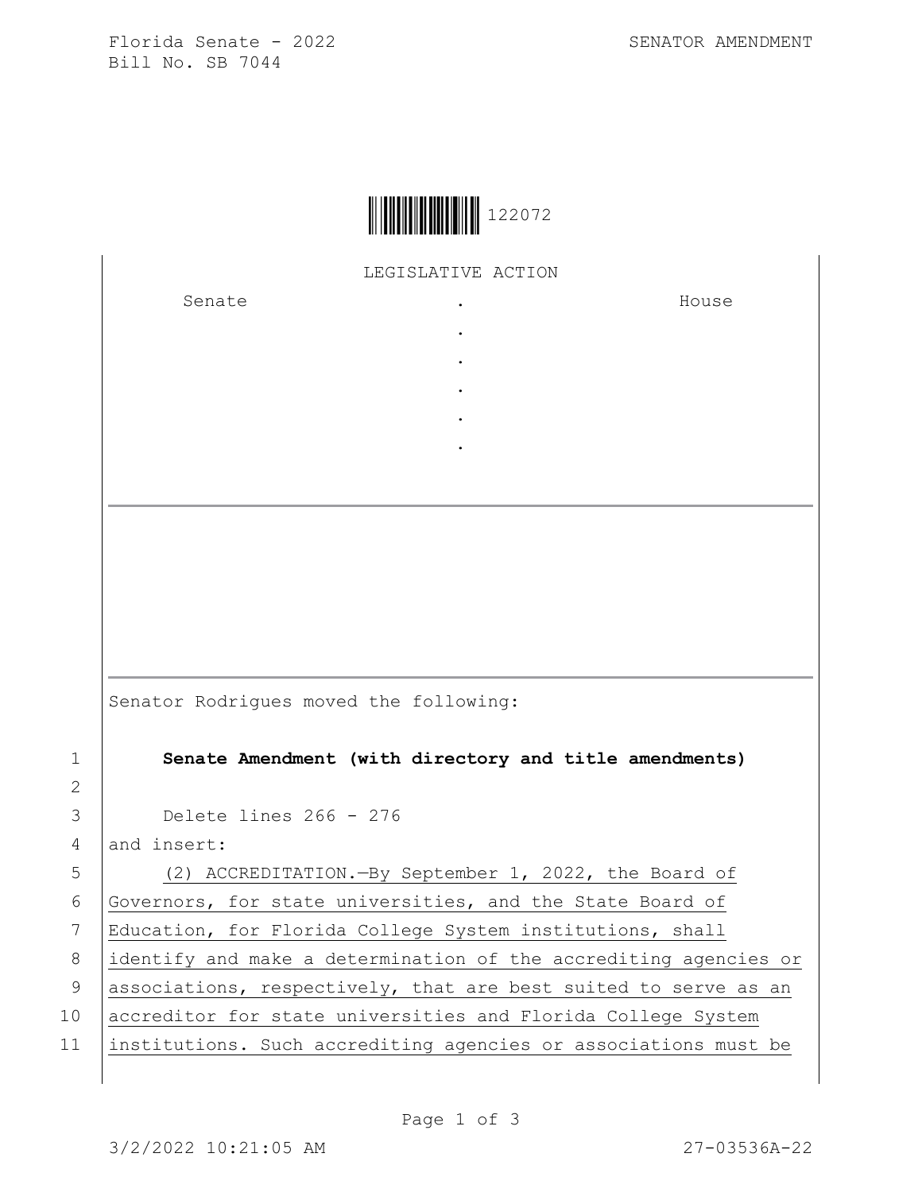Florida Senate - 2022 SENATOR AMENDMENT
Bill No. SB 7044

122072

LEGISLATIVE ACTION

| Senate | . | House |
|---|---|---|
| | . | |
| | . | |
| | . | |
| | . | |
| | . | |

Senator Rodrigues moved the following:

1 **Senate Amendment (with directory and title amendments)**

2

3 Delete lines 266 - 276

4 and insert:

5 (2) ACCREDITATION.—By September 1, 2022, the Board of

6 Governors, for state universities, and the State Board of

7 Education, for Florida College System institutions, shall

8 identify and make a determination of the accrediting agencies or

9 associations, respectively, that are best suited to serve as an

10 accreditor for state universities and Florida College System

11 institutions. Such accrediting agencies or associations must be

3/2/2022 10:21:05 AM 27-03536A-22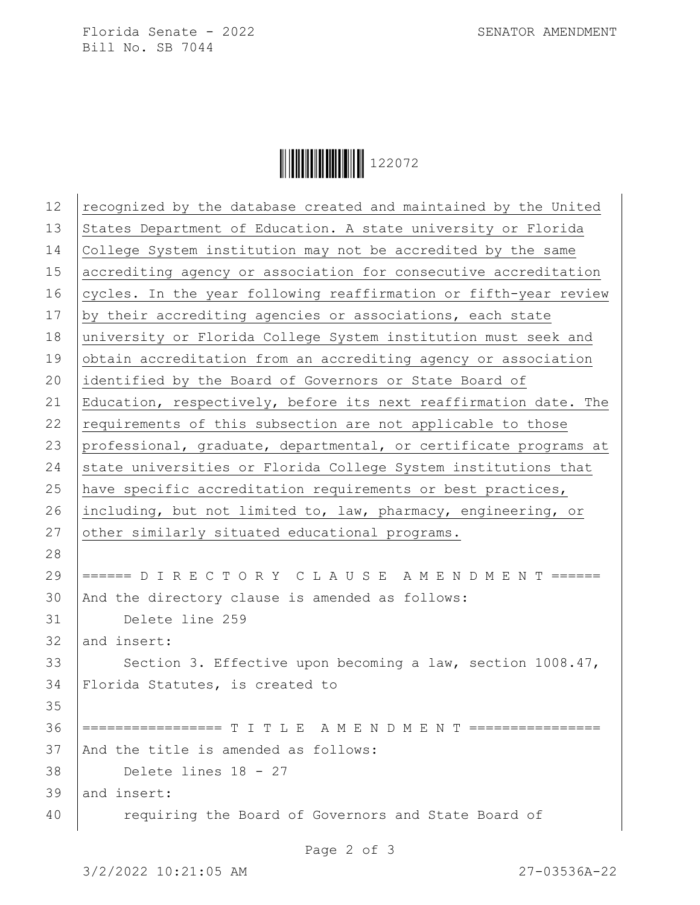recognized by the database created and maintained by the United States Department of Education. A state university or Florida College System institution may not be accredited by the same accrediting agency or association for consecutive accreditation cycles. In the year following reaffirmation or fifth-year review by their accrediting agencies or associations, each state university or Florida College System institution must seek and obtain accreditation from an accrediting agency or association identified by the Board of Governors or State Board of Education, respectively, before its next reaffirmation date. The requirements of this subsection are not applicable to those professional, graduate, departmental, or certificate programs at state universities or Florida College System institutions that have specific accreditation requirements or best practices, including, but not limited to, law, pharmacy, engineering, or other similarly situated educational programs.

====== D I R E C T O R Y C L A U S E A M E N D M E N T ======

And the directory clause is amended as follows:

Delete line 259

and insert:

Section 3. Effective upon becoming a law, section 1008.47, Florida Statutes, is created to

================= T I T L E A M E N D M E N T ================

And the title is amended as follows:

Delete lines 18 - 27

and insert:

requiring the Board of Governors and State Board of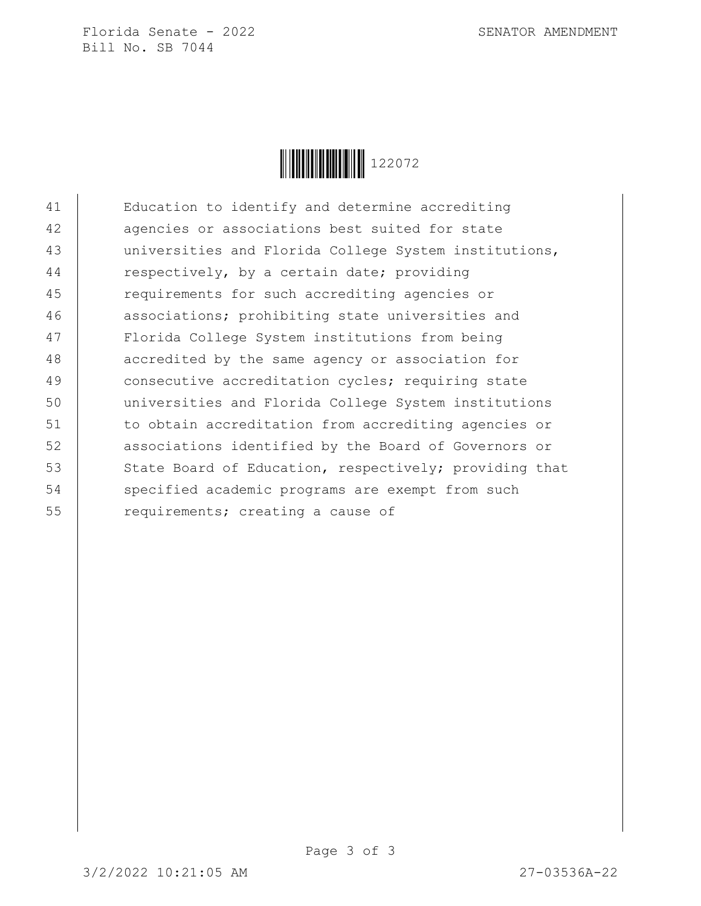41 Education to identify and determine accrediting
42 agencies or associations best suited for state
43 universities and Florida College System institutions,
44 respectively, by a certain date; providing
45 requirements for such accrediting agencies or
46 associations; prohibiting state universities and
47 Florida College System institutions from being
48 accredited by the same agency or association for
49 consecutive accreditation cycles; requiring state
50 universities and Florida College System institutions
51 to obtain accreditation from accrediting agencies or
52 associations identified by the Board of Governors or
53 State Board of Education, respectively; providing that
54 specified academic programs are exempt from such
55 requirements; creating a cause of